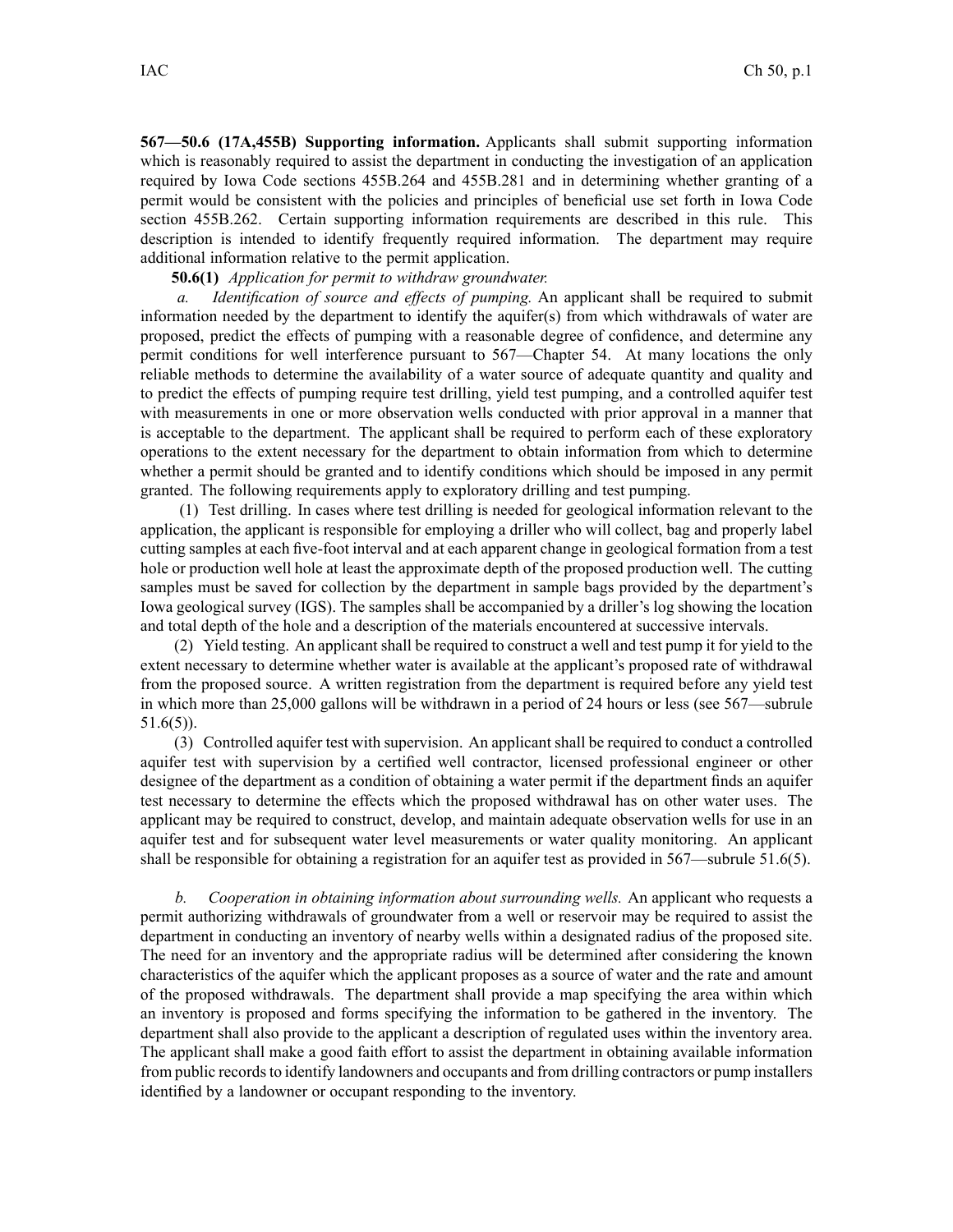**567—50.6 (17A,455B) Supporting information.** Applicants shall submit supporting information which is reasonably required to assist the department in conducting the investigation of an application required by Iowa Code sections 455B.264 and 455B.281 and in determining whether granting of a permit would be consistent with the policies and principles of beneficial use set forth in Iowa Code section 455B.262. Certain supporting information requirements are described in this rule. This description is intended to identify frequently required information. The department may require additional information relative to the permit application.

**50.6(1)** *Application for permit to withdraw groundwater.*

*a. Identification of source and effects of pumping.* An applicant shall be required to submit information needed by the department to identify the aquifer(s) from which withdrawals of water are proposed, predict the effects of pumping with a reasonable degree of confidence, and determine any permit conditions for well interference pursuant to 567—Chapter 54. At many locations the only reliable methods to determine the availability of a water source of adequate quantity and quality and to predict the effects of pumping require test drilling, yield test pumping, and a controlled aquifer test with measurements in one or more observation wells conducted with prior approval in a manner that is acceptable to the department. The applicant shall be required to perform each of these exploratory operations to the extent necessary for the department to obtain information from which to determine whether a permit should be granted and to identify conditions which should be imposed in any permit granted. The following requirements apply to exploratory drilling and test pumping.

(1) Test drilling. In cases where test drilling is needed for geological information relevant to the application, the applicant is responsible for employing a driller who will collect, bag and properly label cutting samples at each five-foot interval and at each apparent change in geological formation from a test hole or production well hole at least the approximate depth of the proposed production well. The cutting samples must be saved for collection by the department in sample bags provided by the department's Iowa geological survey (IGS). The samples shall be accompanied by a driller's log showing the location and total depth of the hole and a description of the materials encountered at successive intervals.

(2) Yield testing. An applicant shall be required to construct a well and test pump it for yield to the extent necessary to determine whether water is available at the applicant's proposed rate of withdrawal from the proposed source. A written registration from the department is required before any yield test in which more than 25,000 gallons will be withdrawn in a period of 24 hours or less (see 567—subrule 51.6(5)).

(3) Controlled aquifer test with supervision. An applicant shall be required to conduct a controlled aquifer test with supervision by a certified well contractor, licensed professional engineer or other designee of the department as a condition of obtaining a water permit if the department finds an aquifer test necessary to determine the effects which the proposed withdrawal has on other water uses. The applicant may be required to construct, develop, and maintain adequate observation wells for use in an aquifer test and for subsequent water level measurements or water quality monitoring. An applicant shall be responsible for obtaining a registration for an aquifer test as provided in 567—subrule 51.6(5).

*b. Cooperation in obtaining information about surrounding wells.* An applicant who requests a permit authorizing withdrawals of groundwater from a well or reservoir may be required to assist the department in conducting an inventory of nearby wells within a designated radius of the proposed site. The need for an inventory and the appropriate radius will be determined after considering the known characteristics of the aquifer which the applicant proposes as a source of water and the rate and amount of the proposed withdrawals. The department shall provide a map specifying the area within which an inventory is proposed and forms specifying the information to be gathered in the inventory. The department shall also provide to the applicant a description of regulated uses within the inventory area. The applicant shall make a good faith effort to assist the department in obtaining available information from public records to identify landowners and occupants and from drilling contractors or pump installers identified by a landowner or occupant responding to the inventory.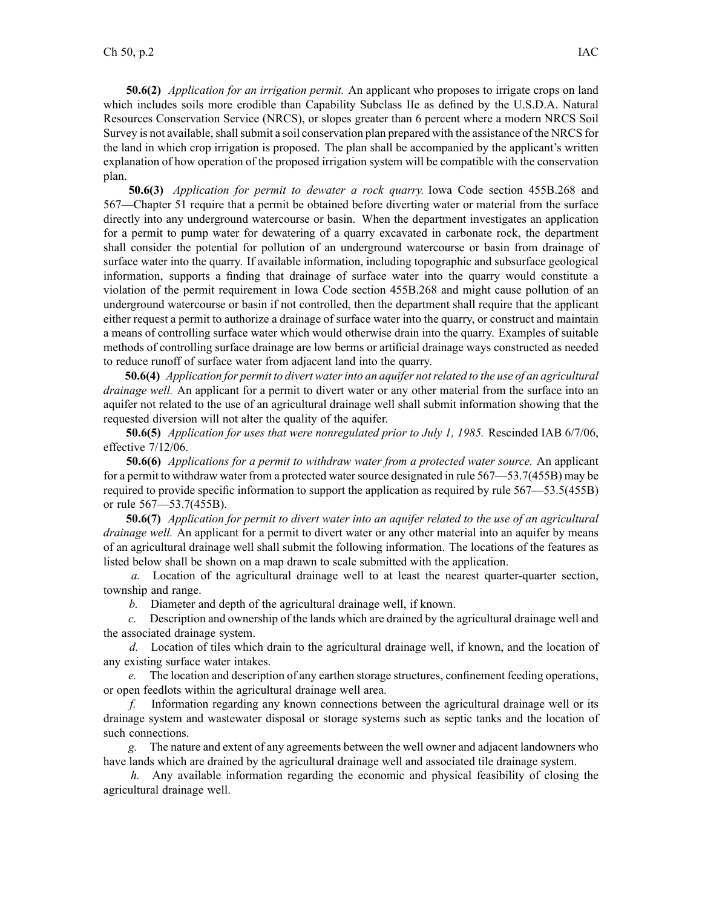**50.6(2)** *Application for an irrigation permit.* An applicant who proposes to irrigate crops on land which includes soils more erodible than Capability Subclass IIe as defined by the U.S.D.A. Natural Resources Conservation Service (NRCS), or slopes greater than 6 percent where a modern NRCS Soil Survey is not available, shall submit a soil conservation plan prepared with the assistance of the NRCS for the land in which crop irrigation is proposed. The plan shall be accompanied by the applicant's written explanation of how operation of the proposed irrigation system will be compatible with the conservation plan.

**50.6(3)** *Application for permit to dewater a rock quarry.* Iowa Code section 455B.268 and 567—Chapter 51 require that a permit be obtained before diverting water or material from the surface directly into any underground watercourse or basin. When the department investigates an application for a permit to pump water for dewatering of a quarry excavated in carbonate rock, the department shall consider the potential for pollution of an underground watercourse or basin from drainage of surface water into the quarry. If available information, including topographic and subsurface geological information, supports a finding that drainage of surface water into the quarry would constitute a violation of the permit requirement in Iowa Code section 455B.268 and might cause pollution of an underground watercourse or basin if not controlled, then the department shall require that the applicant either request a permit to authorize a drainage of surface water into the quarry, or construct and maintain a means of controlling surface water which would otherwise drain into the quarry. Examples of suitable methods of controlling surface drainage are low berms or artificial drainage ways constructed as needed to reduce runoff of surface water from adjacent land into the quarry.

**50.6(4)** *Application for permit to divert water into an aquifer not related to the use of an agricultural drainage well.* An applicant for a permit to divert water or any other material from the surface into an aquifer not related to the use of an agricultural drainage well shall submit information showing that the requested diversion will not alter the quality of the aquifer.

**50.6(5)** *Application for uses that were nonregulated prior to July 1, 1985.* Rescinded IAB 6/7/06, effective 7/12/06.

**50.6(6)** *Applications for a permit to withdraw water from a protected water source.* An applicant for a permit to withdraw water from a protected water source designated in rule 567—53.7(455B) may be required to provide specific information to support the application as required by rule 567—53.5(455B) or rule 567—53.7(455B).

**50.6(7)** *Application for permit to divert water into an aquifer related to the use of an agricultural drainage well.* An applicant for a permit to divert water or any other material into an aquifer by means of an agricultural drainage well shall submit the following information. The locations of the features as listed below shall be shown on a map drawn to scale submitted with the application.

*a.* Location of the agricultural drainage well to at least the nearest quarter-quarter section, township and range.

*b.* Diameter and depth of the agricultural drainage well, if known.

*c.* Description and ownership of the lands which are drained by the agricultural drainage well and the associated drainage system.

*d.* Location of tiles which drain to the agricultural drainage well, if known, and the location of any existing surface water intakes.

*e.* The location and description of any earthen storage structures, confinement feeding operations, or open feedlots within the agricultural drainage well area.

*f.* Information regarding any known connections between the agricultural drainage well or its drainage system and wastewater disposal or storage systems such as septic tanks and the location of such connections.

*g.* The nature and extent of any agreements between the well owner and adjacent landowners who have lands which are drained by the agricultural drainage well and associated tile drainage system.

*h.* Any available information regarding the economic and physical feasibility of closing the agricultural drainage well.